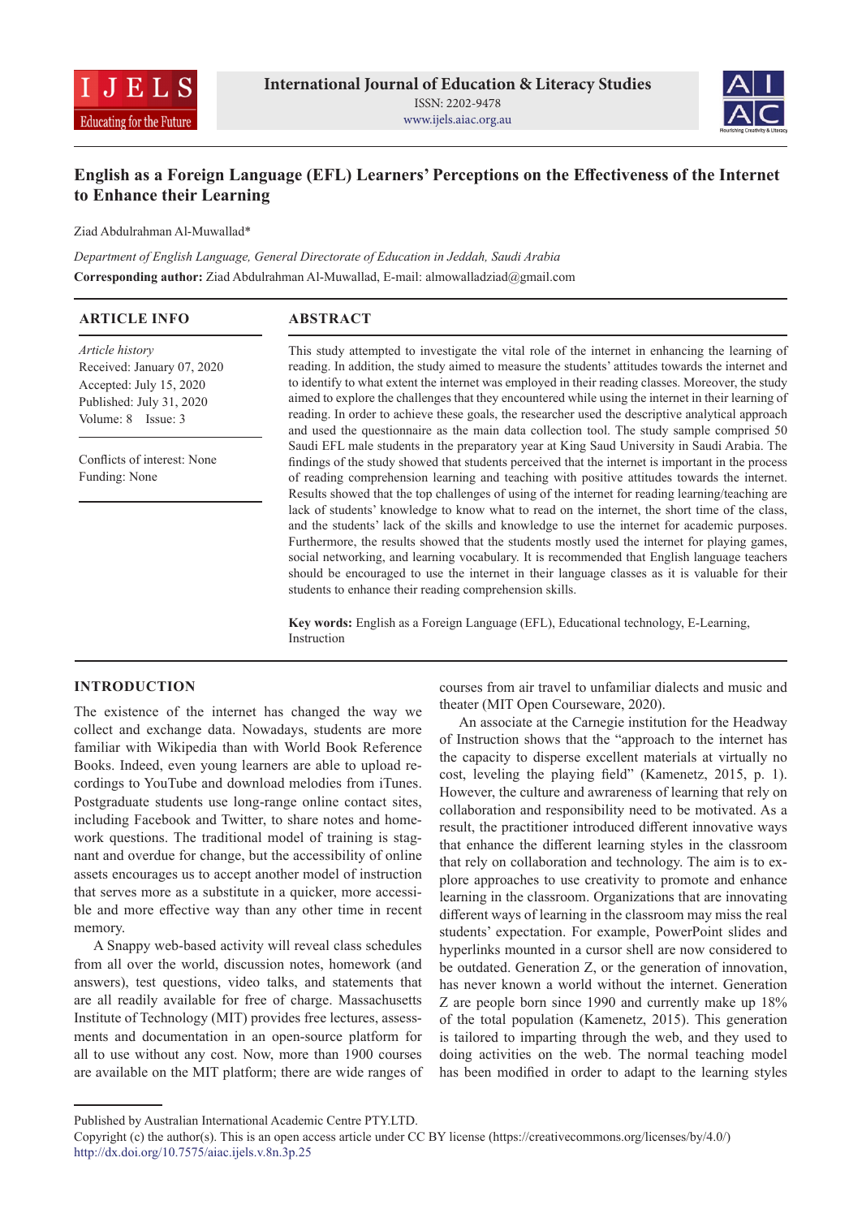# English as a Foreign Language (EFL) Learners' Perceptions on the Effectiveness of the Internet to Enhance their Learning

Ziad Abdulrahman Al-Muwallad*

*Department of English Language, General Directorate of Education in Jeddah, Saudi Arabia*

**Corresponding author:** Ziad Abdulrahman Al-Muwallad, E-mail: almowalladziad@gmail.com

## ARTICLE INFO

*Article history*
Received: January 07, 2020
Accepted: July 15, 2020
Published: July 31, 2020
Volume: 8 Issue: 3

Conflicts of interest: None
Funding: None

## ABSTRACT

This study attempted to investigate the vital role of the internet in enhancing the learning of reading. In addition, the study aimed to measure the students' attitudes towards the internet and to identify to what extent the internet was employed in their reading classes. Moreover, the study aimed to explore the challenges that they encountered while using the internet in their learning of reading. In order to achieve these goals, the researcher used the descriptive analytical approach and used the questionnaire as the main data collection tool. The study sample comprised 50 Saudi EFL male students in the preparatory year at King Saud University in Saudi Arabia. The findings of the study showed that students perceived that the internet is important in the process of reading comprehension learning and teaching with positive attitudes towards the internet. Results showed that the top challenges of using of the internet for reading learning/teaching are lack of students' knowledge to know what to read on the internet, the short time of the class, and the students' lack of the skills and knowledge to use the internet for academic purposes. Furthermore, the results showed that the students mostly used the internet for playing games, social networking, and learning vocabulary. It is recommended that English language teachers should be encouraged to use the internet in their language classes as it is valuable for their students to enhance their reading comprehension skills.

**Key words:** English as a Foreign Language (EFL), Educational technology, E-Learning, Instruction

## INTRODUCTION

The existence of the internet has changed the way we collect and exchange data. Nowadays, students are more familiar with Wikipedia than with World Book Reference Books. Indeed, even young learners are able to upload recordings to YouTube and download melodies from iTunes. Postgraduate students use long-range online contact sites, including Facebook and Twitter, to share notes and homework questions. The traditional model of training is stagnant and overdue for change, but the accessibility of online assets encourages us to accept another model of instruction that serves more as a substitute in a quicker, more accessible and more effective way than any other time in recent memory.

A Snappy web-based activity will reveal class schedules from all over the world, discussion notes, homework (and answers), test questions, video talks, and statements that are all readily available for free of charge. Massachusetts Institute of Technology (MIT) provides free lectures, assessments and documentation in an open-source platform for all to use without any cost. Now, more than 1900 courses are available on the MIT platform; there are wide ranges of courses from air travel to unfamiliar dialects and music and theater (MIT Open Courseware, 2020).

An associate at the Carnegie institution for the Headway of Instruction shows that the "approach to the internet has the capacity to disperse excellent materials at virtually no cost, leveling the playing field" (Kamenetz, 2015, p. 1). However, the culture and awrareness of learning that rely on collaboration and responsibility need to be motivated. As a result, the practitioner introduced different innovative ways that enhance the different learning styles in the classroom that rely on collaboration and technology. The aim is to explore approaches to use creativity to promote and enhance learning in the classroom. Organizations that are innovating different ways of learning in the classroom may miss the real students' expectation. For example, PowerPoint slides and hyperlinks mounted in a cursor shell are now considered to be outdated. Generation Z, or the generation of innovation, has never known a world without the internet. Generation Z are people born since 1990 and currently make up 18% of the total population (Kamenetz, 2015). This generation is tailored to imparting through the web, and they used to doing activities on the web. The normal teaching model has been modified in order to adapt to the learning styles

Published by Australian International Academic Centre PTY.LTD.
Copyright (c) the author(s). This is an open access article under CC BY license (https://creativecommons.org/licenses/by/4.0/)
http://dx.doi.org/10.7575/aiac.ijels.v.8n.3p.25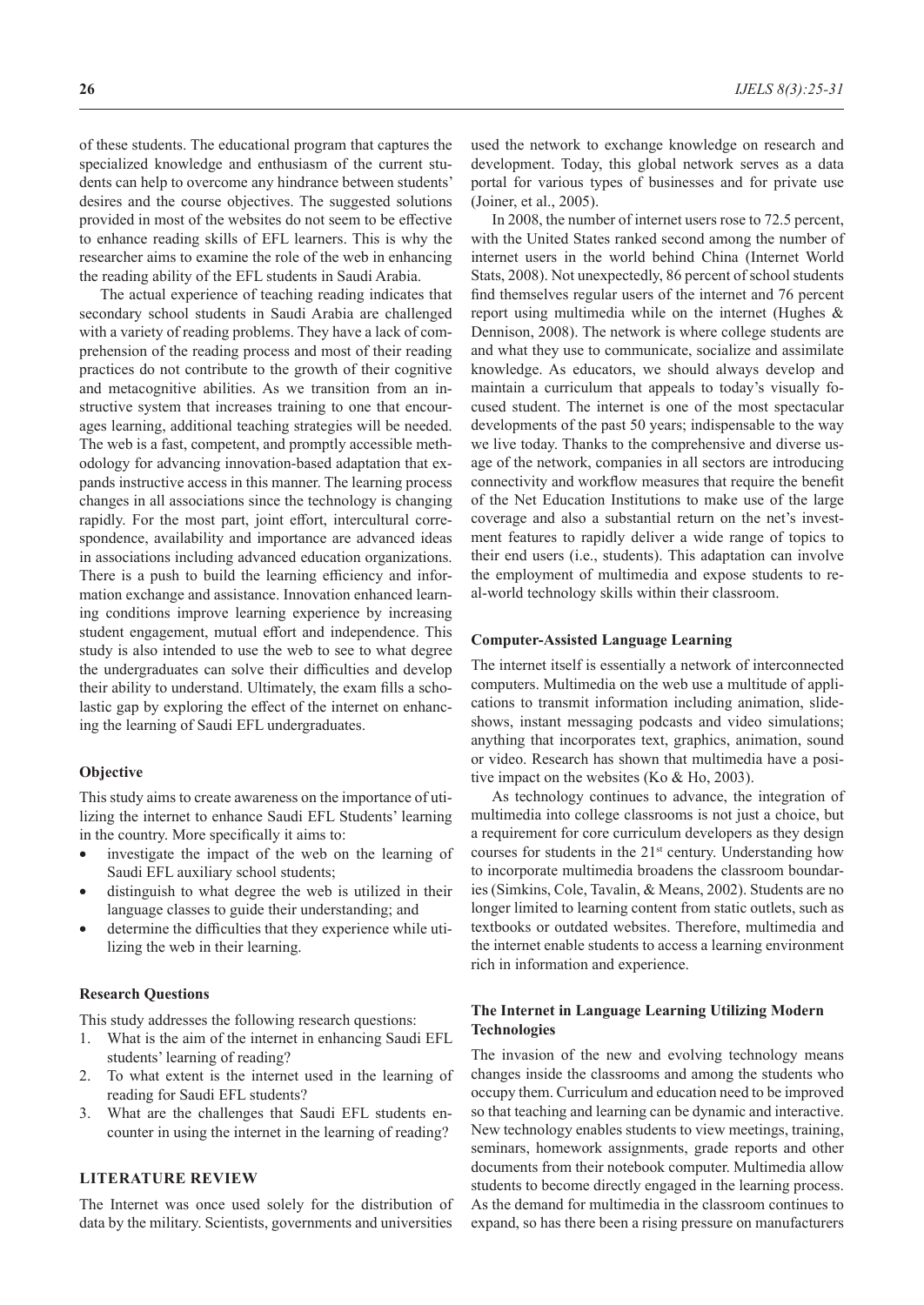of these students. The educational program that captures the specialized knowledge and enthusiasm of the current students can help to overcome any hindrance between students' desires and the course objectives. The suggested solutions provided in most of the websites do not seem to be effective to enhance reading skills of EFL learners. This is why the researcher aims to examine the role of the web in enhancing the reading ability of the EFL students in Saudi Arabia.

The actual experience of teaching reading indicates that secondary school students in Saudi Arabia are challenged with a variety of reading problems. They have a lack of comprehension of the reading process and most of their reading practices do not contribute to the growth of their cognitive and metacognitive abilities. As we transition from an instructive system that increases training to one that encourages learning, additional teaching strategies will be needed. The web is a fast, competent, and promptly accessible methodology for advancing innovation-based adaptation that expands instructive access in this manner. The learning process changes in all associations since the technology is changing rapidly. For the most part, joint effort, intercultural correspondence, availability and importance are advanced ideas in associations including advanced education organizations. There is a push to build the learning efficiency and information exchange and assistance. Innovation enhanced learning conditions improve learning experience by increasing student engagement, mutual effort and independence. This study is also intended to use the web to see to what degree the undergraduates can solve their difficulties and develop their ability to understand. Ultimately, the exam fills a scholastic gap by exploring the effect of the internet on enhancing the learning of Saudi EFL undergraduates.

### Objective

This study aims to create awareness on the importance of utilizing the internet to enhance Saudi EFL Students' learning in the country. More specifically it aims to:

- investigate the impact of the web on the learning of Saudi EFL auxiliary school students;
- distinguish to what degree the web is utilized in their language classes to guide their understanding; and
- determine the difficulties that they experience while utilizing the web in their learning.

### Research Questions

This study addresses the following research questions:

1. What is the aim of the internet in enhancing Saudi EFL students' learning of reading?
2. To what extent is the internet used in the learning of reading for Saudi EFL students?
3. What are the challenges that Saudi EFL students encounter in using the internet in the learning of reading?

## LITERATURE REVIEW

The Internet was once used solely for the distribution of data by the military. Scientists, governments and universities used the network to exchange knowledge on research and development. Today, this global network serves as a data portal for various types of businesses and for private use (Joiner, et al., 2005).

In 2008, the number of internet users rose to 72.5 percent, with the United States ranked second among the number of internet users in the world behind China (Internet World Stats, 2008). Not unexpectedly, 86 percent of school students find themselves regular users of the internet and 76 percent report using multimedia while on the internet (Hughes & Dennison, 2008). The network is where college students are and what they use to communicate, socialize and assimilate knowledge. As educators, we should always develop and maintain a curriculum that appeals to today's visually focused student. The internet is one of the most spectacular developments of the past 50 years; indispensable to the way we live today. Thanks to the comprehensive and diverse usage of the network, companies in all sectors are introducing connectivity and workflow measures that require the benefit of the Net Education Institutions to make use of the large coverage and also a substantial return on the net's investment features to rapidly deliver a wide range of topics to their end users (i.e., students). This adaptation can involve the employment of multimedia and expose students to real-world technology skills within their classroom.

### Computer-Assisted Language Learning

The internet itself is essentially a network of interconnected computers. Multimedia on the web use a multitude of applications to transmit information including animation, slideshows, instant messaging podcasts and video simulations; anything that incorporates text, graphics, animation, sound or video. Research has shown that multimedia have a positive impact on the websites (Ko & Ho, 2003).

As technology continues to advance, the integration of multimedia into college classrooms is not just a choice, but a requirement for core curriculum developers as they design courses for students in the 21st century. Understanding how to incorporate multimedia broadens the classroom boundaries (Simkins, Cole, Tavalin, & Means, 2002). Students are no longer limited to learning content from static outlets, such as textbooks or outdated websites. Therefore, multimedia and the internet enable students to access a learning environment rich in information and experience.

### The Internet in Language Learning Utilizing Modern Technologies

The invasion of the new and evolving technology means changes inside the classrooms and among the students who occupy them. Curriculum and education need to be improved so that teaching and learning can be dynamic and interactive. New technology enables students to view meetings, training, seminars, homework assignments, grade reports and other documents from their notebook computer. Multimedia allow students to become directly engaged in the learning process. As the demand for multimedia in the classroom continues to expand, so has there been a rising pressure on manufacturers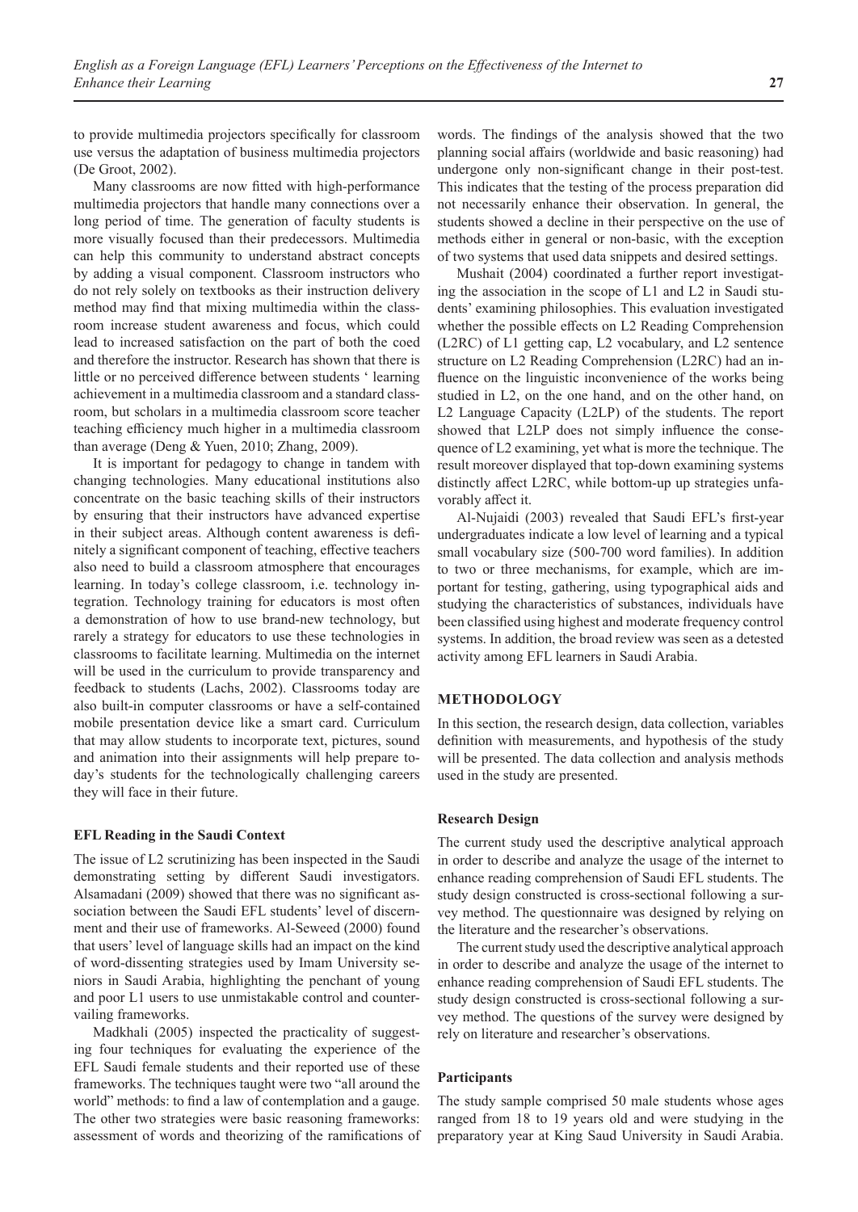to provide multimedia projectors specifically for classroom use versus the adaptation of business multimedia projectors (De Groot, 2002).

Many classrooms are now fitted with high-performance multimedia projectors that handle many connections over a long period of time. The generation of faculty students is more visually focused than their predecessors. Multimedia can help this community to understand abstract concepts by adding a visual component. Classroom instructors who do not rely solely on textbooks as their instruction delivery method may find that mixing multimedia within the classroom increase student awareness and focus, which could lead to increased satisfaction on the part of both the coed and therefore the instructor. Research has shown that there is little or no perceived difference between students ' learning achievement in a multimedia classroom and a standard classroom, but scholars in a multimedia classroom score teacher teaching efficiency much higher in a multimedia classroom than average (Deng & Yuen, 2010; Zhang, 2009).

It is important for pedagogy to change in tandem with changing technologies. Many educational institutions also concentrate on the basic teaching skills of their instructors by ensuring that their instructors have advanced expertise in their subject areas. Although content awareness is definitely a significant component of teaching, effective teachers also need to build a classroom atmosphere that encourages learning. In today's college classroom, i.e. technology integration. Technology training for educators is most often a demonstration of how to use brand-new technology, but rarely a strategy for educators to use these technologies in classrooms to facilitate learning. Multimedia on the internet will be used in the curriculum to provide transparency and feedback to students (Lachs, 2002). Classrooms today are also built-in computer classrooms or have a self-contained mobile presentation device like a smart card. Curriculum that may allow students to incorporate text, pictures, sound and animation into their assignments will help prepare today's students for the technologically challenging careers they will face in their future.

### EFL Reading in the Saudi Context

The issue of L2 scrutinizing has been inspected in the Saudi demonstrating setting by different Saudi investigators. Alsamadani (2009) showed that there was no significant association between the Saudi EFL students' level of discernment and their use of frameworks. Al-Seweed (2000) found that users' level of language skills had an impact on the kind of word-dissenting strategies used by Imam University seniors in Saudi Arabia, highlighting the penchant of young and poor L1 users to use unmistakable control and countervailing frameworks.

Madkhali (2005) inspected the practicality of suggesting four techniques for evaluating the experience of the EFL Saudi female students and their reported use of these frameworks. The techniques taught were two "all around the world" methods: to find a law of contemplation and a gauge. The other two strategies were basic reasoning frameworks: assessment of words and theorizing of the ramifications of words. The findings of the analysis showed that the two planning social affairs (worldwide and basic reasoning) had undergone only non-significant change in their post-test. This indicates that the testing of the process preparation did not necessarily enhance their observation. In general, the students showed a decline in their perspective on the use of methods either in general or non-basic, with the exception of two systems that used data snippets and desired settings.

Mushait (2004) coordinated a further report investigating the association in the scope of L1 and L2 in Saudi students' examining philosophies. This evaluation investigated whether the possible effects on L2 Reading Comprehension (L2RC) of L1 getting cap, L2 vocabulary, and L2 sentence structure on L2 Reading Comprehension (L2RC) had an influence on the linguistic inconvenience of the works being studied in L2, on the one hand, and on the other hand, on L2 Language Capacity (L2LP) of the students. The report showed that L2LP does not simply influence the consequence of L2 examining, yet what is more the technique. The result moreover displayed that top-down examining systems distinctly affect L2RC, while bottom-up up strategies unfavorably affect it.

Al-Nujaidi (2003) revealed that Saudi EFL's first-year undergraduates indicate a low level of learning and a typical small vocabulary size (500-700 word families). In addition to two or three mechanisms, for example, which are important for testing, gathering, using typographical aids and studying the characteristics of substances, individuals have been classified using highest and moderate frequency control systems. In addition, the broad review was seen as a detested activity among EFL learners in Saudi Arabia.

## METHODOLOGY

In this section, the research design, data collection, variables definition with measurements, and hypothesis of the study will be presented. The data collection and analysis methods used in the study are presented.

### Research Design

The current study used the descriptive analytical approach in order to describe and analyze the usage of the internet to enhance reading comprehension of Saudi EFL students. The study design constructed is cross-sectional following a survey method. The questionnaire was designed by relying on the literature and the researcher's observations.

The current study used the descriptive analytical approach in order to describe and analyze the usage of the internet to enhance reading comprehension of Saudi EFL students. The study design constructed is cross-sectional following a survey method. The questions of the survey were designed by rely on literature and researcher's observations.

### Participants

The study sample comprised 50 male students whose ages ranged from 18 to 19 years old and were studying in the preparatory year at King Saud University in Saudi Arabia.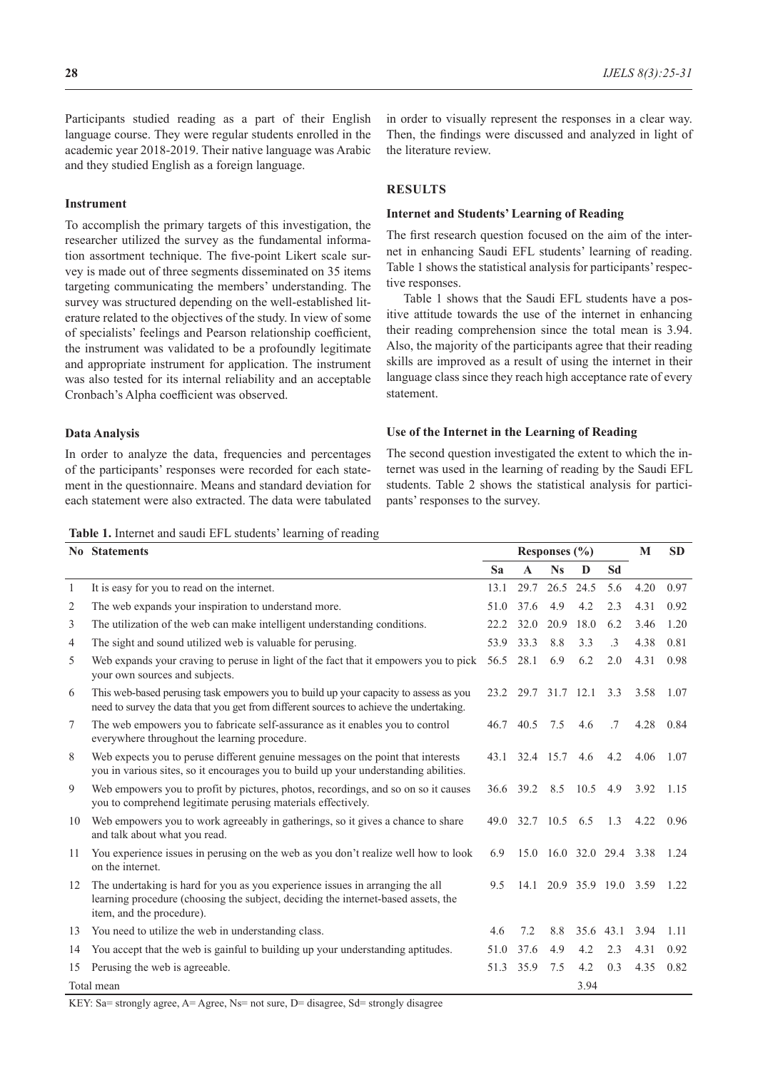Participants studied reading as a part of their English language course. They were regular students enrolled in the academic year 2018-2019. Their native language was Arabic and they studied English as a foreign language.

### Instrument

To accomplish the primary targets of this investigation, the researcher utilized the survey as the fundamental information assortment technique. The five-point Likert scale survey is made out of three segments disseminated on 35 items targeting communicating the members' understanding. The survey was structured depending on the well-established literature related to the objectives of the study. In view of some of specialists' feelings and Pearson relationship coefficient, the instrument was validated to be a profoundly legitimate and appropriate instrument for application. The instrument was also tested for its internal reliability and an acceptable Cronbach's Alpha coefficient was observed.

### Data Analysis

In order to analyze the data, frequencies and percentages of the participants' responses were recorded for each statement in the questionnaire. Means and standard deviation for each statement were also extracted. The data were tabulated in order to visually represent the responses in a clear way. Then, the findings were discussed and analyzed in light of the literature review.

## RESULTS

### Internet and Students' Learning of Reading

The first research question focused on the aim of the internet in enhancing Saudi EFL students' learning of reading. Table 1 shows the statistical analysis for participants' respective responses.

Table 1 shows that the Saudi EFL students have a positive attitude towards the use of the internet in enhancing their reading comprehension since the total mean is 3.94. Also, the majority of the participants agree that their reading skills are improved as a result of using the internet in their language class since they reach high acceptance rate of every statement.

### Use of the Internet in the Learning of Reading

The second question investigated the extent to which the internet was used in the learning of reading by the Saudi EFL students. Table 2 shows the statistical analysis for participants' responses to the survey.

**Table 1.** Internet and saudi EFL students' learning of reading

| No | Statements | Responses (%) | | | | | M | SD |
|---|---|---|---|---|---|---|---|---|
| | | Sa | A | Ns | D | Sd | | |
| 1 | It is easy for you to read on the internet. | 13.1 | 29.7 | 26.5 | 24.5 | 5.6 | 4.20 | 0.97 |
| 2 | The web expands your inspiration to understand more. | 51.0 | 37.6 | 4.9 | 4.2 | 2.3 | 4.31 | 0.92 |
| 3 | The utilization of the web can make intelligent understanding conditions. | 22.2 | 32.0 | 20.9 | 18.0 | 6.2 | 3.46 | 1.20 |
| 4 | The sight and sound utilized web is valuable for perusing. | 53.9 | 33.3 | 8.8 | 3.3 | .3 | 4.38 | 0.81 |
| 5 | Web expands your craving to peruse in light of the fact that it empowers you to pick your own sources and subjects. | 56.5 | 28.1 | 6.9 | 6.2 | 2.0 | 4.31 | 0.98 |
| 6 | This web-based perusing task empowers you to build up your capacity to assess as you need to survey the data that you get from different sources to achieve the undertaking. | 23.2 | 29.7 | 31.7 | 12.1 | 3.3 | 3.58 | 1.07 |
| 7 | The web empowers you to fabricate self-assurance as it enables you to control everywhere throughout the learning procedure. | 46.7 | 40.5 | 7.5 | 4.6 | .7 | 4.28 | 0.84 |
| 8 | Web expects you to peruse different genuine messages on the point that interests you in various sites, so it encourages you to build up your understanding abilities. | 43.1 | 32.4 | 15.7 | 4.6 | 4.2 | 4.06 | 1.07 |
| 9 | Web empowers you to profit by pictures, photos, recordings, and so on so it causes you to comprehend legitimate perusing materials effectively. | 36.6 | 39.2 | 8.5 | 10.5 | 4.9 | 3.92 | 1.15 |
| 10 | Web empowers you to work agreeably in gatherings, so it gives a chance to share and talk about what you read. | 49.0 | 32.7 | 10.5 | 6.5 | 1.3 | 4.22 | 0.96 |
| 11 | You experience issues in perusing on the web as you don't realize well how to look on the internet. | 6.9 | 15.0 | 16.0 | 32.0 | 29.4 | 3.38 | 1.24 |
| 12 | The undertaking is hard for you as you experience issues in arranging the all learning procedure (choosing the subject, deciding the internet-based assets, the item, and the procedure). | 9.5 | 14.1 | 20.9 | 35.9 | 19.0 | 3.59 | 1.22 |
| 13 | You need to utilize the web in understanding class. | 4.6 | 7.2 | 8.8 | 35.6 | 43.1 | 3.94 | 1.11 |
| 14 | You accept that the web is gainful to building up your understanding aptitudes. | 51.0 | 37.6 | 4.9 | 4.2 | 2.3 | 4.31 | 0.92 |
| 15 | Perusing the web is agreeable. | 51.3 | 35.9 | 7.5 | 4.2 | 0.3 | 4.35 | 0.82 |
| Total mean | | | | | 3.94 | | | |

KEY: Sa= strongly agree, A= Agree, Ns= not sure, D= disagree, Sd= strongly disagree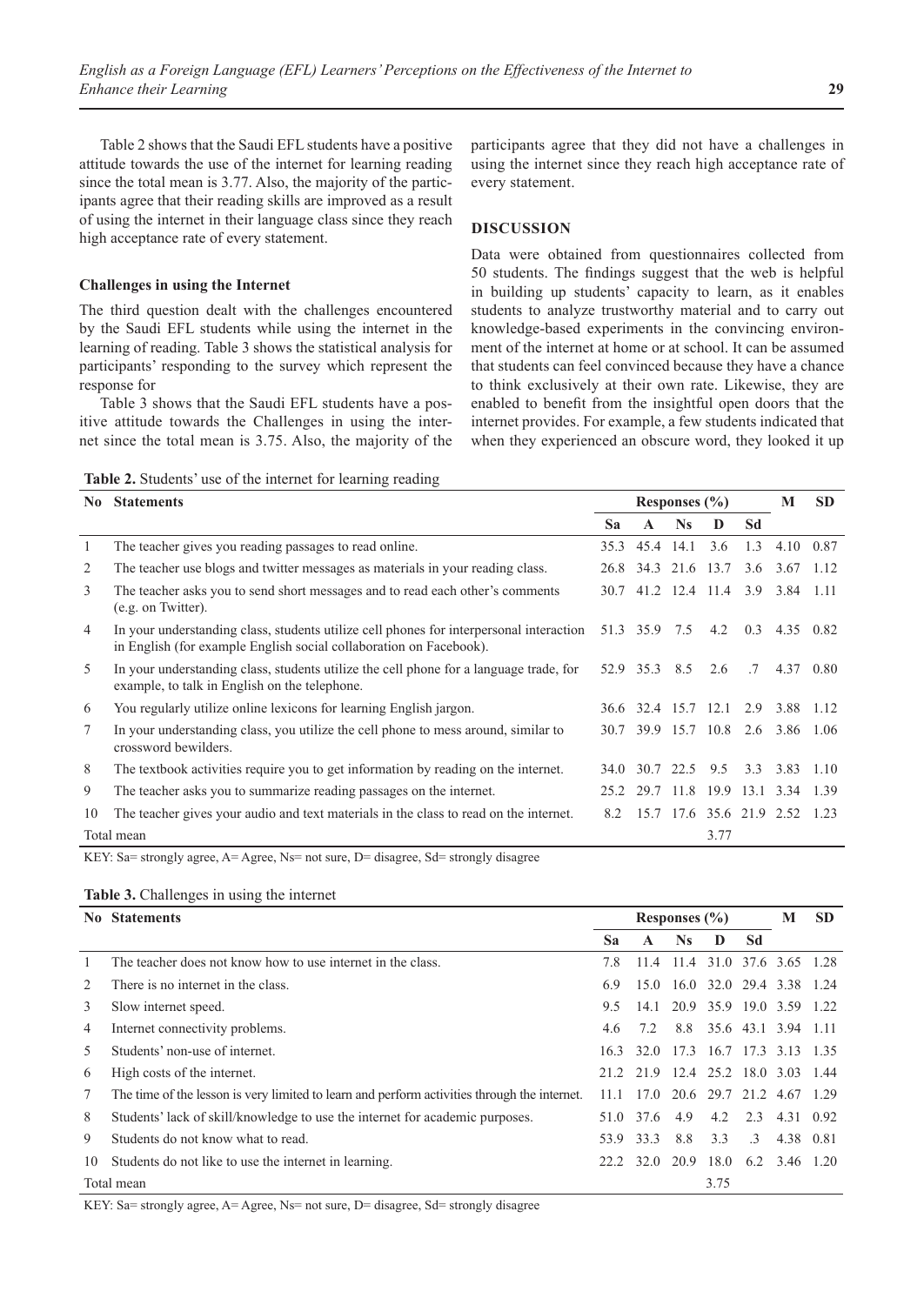Table 2 shows that the Saudi EFL students have a positive attitude towards the use of the internet for learning reading since the total mean is 3.77. Also, the majority of the participants agree that their reading skills are improved as a result of using the internet in their language class since they reach high acceptance rate of every statement.

### Challenges in using the Internet

The third question dealt with the challenges encountered by the Saudi EFL students while using the internet in the learning of reading. Table 3 shows the statistical analysis for participants' responding to the survey which represent the response for

Table 3 shows that the Saudi EFL students have a positive attitude towards the Challenges in using the internet since the total mean is 3.75. Also, the majority of the participants agree that they did not have a challenges in using the internet since they reach high acceptance rate of every statement.

## DISCUSSION

Data were obtained from questionnaires collected from 50 students. The findings suggest that the web is helpful in building up students' capacity to learn, as it enables students to analyze trustworthy material and to carry out knowledge-based experiments in the convincing environment of the internet at home or at school. It can be assumed that students can feel convinced because they have a chance to think exclusively at their own rate. Likewise, they are enabled to benefit from the insightful open doors that the internet provides. For example, a few students indicated that when they experienced an obscure word, they looked it up

**Table 2.** Students' use of the internet for learning reading

| No | Statements | Responses (%) | | | | | M | SD |
|---|---|---|---|---|---|---|---|---|
| | | Sa | A | Ns | D | Sd | | |
| 1 | The teacher gives you reading passages to read online. | 35.3 | 45.4 | 14.1 | 3.6 | 1.3 | 4.10 | 0.87 |
| 2 | The teacher use blogs and twitter messages as materials in your reading class. | 26.8 | 34.3 | 21.6 | 13.7 | 3.6 | 3.67 | 1.12 |
| 3 | The teacher asks you to send short messages and to read each other's comments (e.g. on Twitter). | 30.7 | 41.2 | 12.4 | 11.4 | 3.9 | 3.84 | 1.11 |
| 4 | In your understanding class, students utilize cell phones for interpersonal interaction in English (for example English social collaboration on Facebook). | 51.3 | 35.9 | 7.5 | 4.2 | 0.3 | 4.35 | 0.82 |
| 5 | In your understanding class, students utilize the cell phone for a language trade, for example, to talk in English on the telephone. | 52.9 | 35.3 | 8.5 | 2.6 | .7 | 4.37 | 0.80 |
| 6 | You regularly utilize online lexicons for learning English jargon. | 36.6 | 32.4 | 15.7 | 12.1 | 2.9 | 3.88 | 1.12 |
| 7 | In your understanding class, you utilize the cell phone to mess around, similar to crossword bewilders. | 30.7 | 39.9 | 15.7 | 10.8 | 2.6 | 3.86 | 1.06 |
| 8 | The textbook activities require you to get information by reading on the internet. | 34.0 | 30.7 | 22.5 | 9.5 | 3.3 | 3.83 | 1.10 |
| 9 | The teacher asks you to summarize reading passages on the internet. | 25.2 | 29.7 | 11.8 | 19.9 | 13.1 | 3.34 | 1.39 |
| 10 | The teacher gives your audio and text materials in the class to read on the internet. | 8.2 | 15.7 | 17.6 | 35.6 | 21.9 | 2.52 | 1.23 |
| Total mean | | | | | 3.77 | | | |

KEY: Sa= strongly agree, A= Agree, Ns= not sure, D= disagree, Sd= strongly disagree

**Table 3.** Challenges in using the internet

| No | Statements | Responses (%) | | | | | M | SD |
|---|---|---|---|---|---|---|---|---|
| | | Sa | A | Ns | D | Sd | | |
| 1 | The teacher does not know how to use internet in the class. | 7.8 | 11.4 | 11.4 | 31.0 | 37.6 | 3.65 | 1.28 |
| 2 | There is no internet in the class. | 6.9 | 15.0 | 16.0 | 32.0 | 29.4 | 3.38 | 1.24 |
| 3 | Slow internet speed. | 9.5 | 14.1 | 20.9 | 35.9 | 19.0 | 3.59 | 1.22 |
| 4 | Internet connectivity problems. | 4.6 | 7.2 | 8.8 | 35.6 | 43.1 | 3.94 | 1.11 |
| 5 | Students' non-use of internet. | 16.3 | 32.0 | 17.3 | 16.7 | 17.3 | 3.13 | 1.35 |
| 6 | High costs of the internet. | 21.2 | 21.9 | 12.4 | 25.2 | 18.0 | 3.03 | 1.44 |
| 7 | The time of the lesson is very limited to learn and perform activities through the internet. | 11.1 | 17.0 | 20.6 | 29.7 | 21.2 | 4.67 | 1.29 |
| 8 | Students' lack of skill/knowledge to use the internet for academic purposes. | 51.0 | 37.6 | 4.9 | 4.2 | 2.3 | 4.31 | 0.92 |
| 9 | Students do not know what to read. | 53.9 | 33.3 | 8.8 | 3.3 | .3 | 4.38 | 0.81 |
| 10 | Students do not like to use the internet in learning. | 22.2 | 32.0 | 20.9 | 18.0 | 6.2 | 3.46 | 1.20 |
| Total mean | | | | | 3.75 | | | |

KEY: Sa= strongly agree, A= Agree, Ns= not sure, D= disagree, Sd= strongly disagree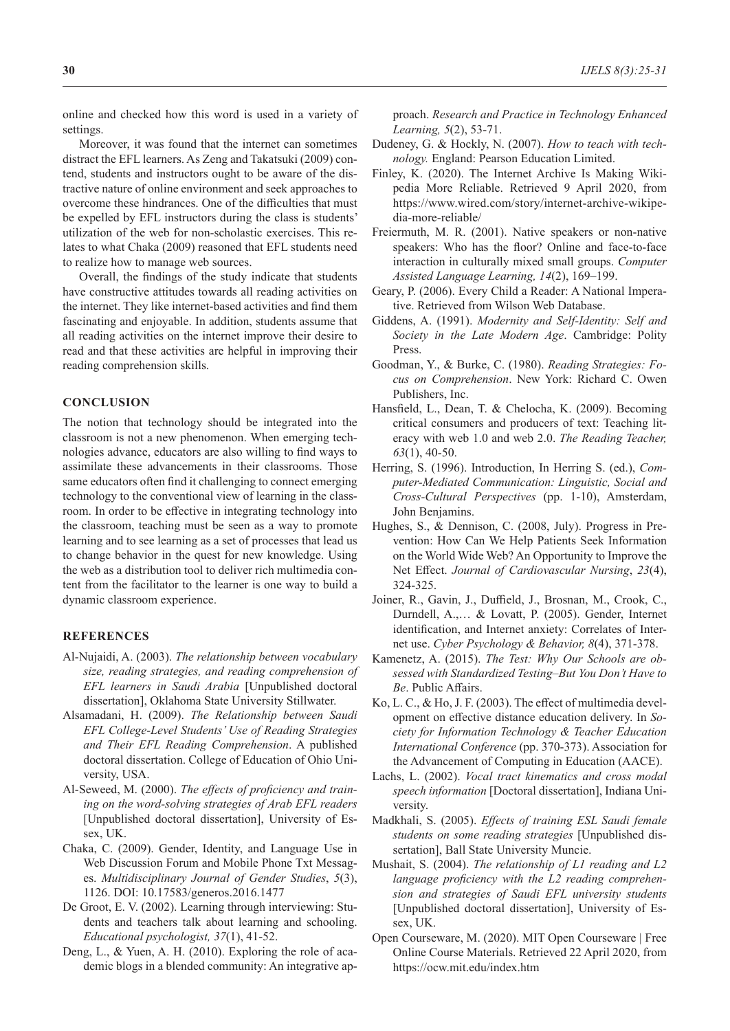online and checked how this word is used in a variety of settings.

Moreover, it was found that the internet can sometimes distract the EFL learners. As Zeng and Takatsuki (2009) contend, students and instructors ought to be aware of the distractive nature of online environment and seek approaches to overcome these hindrances. One of the difficulties that must be expelled by EFL instructors during the class is students' utilization of the web for non-scholastic exercises. This relates to what Chaka (2009) reasoned that EFL students need to realize how to manage web sources.

Overall, the findings of the study indicate that students have constructive attitudes towards all reading activities on the internet. They like internet-based activities and find them fascinating and enjoyable. In addition, students assume that all reading activities on the internet improve their desire to read and that these activities are helpful in improving their reading comprehension skills.

## CONCLUSION

The notion that technology should be integrated into the classroom is not a new phenomenon. When emerging technologies advance, educators are also willing to find ways to assimilate these advancements in their classrooms. Those same educators often find it challenging to connect emerging technology to the conventional view of learning in the classroom. In order to be effective in integrating technology into the classroom, teaching must be seen as a way to promote learning and to see learning as a set of processes that lead us to change behavior in the quest for new knowledge. Using the web as a distribution tool to deliver rich multimedia content from the facilitator to the learner is one way to build a dynamic classroom experience.

## REFERENCES

Al-Nujaidi, A. (2003). *The relationship between vocabulary size, reading strategies, and reading comprehension of EFL learners in Saudi Arabia* [Unpublished doctoral dissertation], Oklahoma State University Stillwater.

Alsamadani, H. (2009). *The Relationship between Saudi EFL College-Level Students' Use of Reading Strategies and Their EFL Reading Comprehension*. A published doctoral dissertation. College of Education of Ohio University, USA.

Al-Seweed, M. (2000). *The effects of proficiency and training on the word-solving strategies of Arab EFL readers* [Unpublished doctoral dissertation], University of Essex, UK.

Chaka, C. (2009). Gender, Identity, and Language Use in Web Discussion Forum and Mobile Phone Txt Messages. *Multidisciplinary Journal of Gender Studies*, *5*(3), 1126. DOI: 10.17583/generos.2016.1477

De Groot, E. V. (2002). Learning through interviewing: Students and teachers talk about learning and schooling. *Educational psychologist, 37*(1), 41-52.

Deng, L., & Yuen, A. H. (2010). Exploring the role of academic blogs in a blended community: An integrative approach. *Research and Practice in Technology Enhanced Learning, 5*(2), 53-71.

Dudeney, G. & Hockly, N. (2007). *How to teach with technology.* England: Pearson Education Limited.

Finley, K. (2020). The Internet Archive Is Making Wikipedia More Reliable. Retrieved 9 April 2020, from https://www.wired.com/story/internet-archive-wikipedia-more-reliable/

Freiermuth, M. R. (2001). Native speakers or non-native speakers: Who has the floor? Online and face-to-face interaction in culturally mixed small groups. *Computer Assisted Language Learning, 14*(2), 169–199.

Geary, P. (2006). Every Child a Reader: A National Imperative. Retrieved from Wilson Web Database.

Giddens, A. (1991). *Modernity and Self-Identity: Self and Society in the Late Modern Age*. Cambridge: Polity Press.

Goodman, Y., & Burke, C. (1980). *Reading Strategies: Focus on Comprehension*. New York: Richard C. Owen Publishers, Inc.

Hansfield, L., Dean, T. & Chelocha, K. (2009). Becoming critical consumers and producers of text: Teaching literacy with web 1.0 and web 2.0. *The Reading Teacher, 63*(1), 40-50.

Herring, S. (1996). Introduction, In Herring S. (ed.), *Computer-Mediated Communication: Linguistic, Social and Cross-Cultural Perspectives* (pp. 1-10), Amsterdam, John Benjamins.

Hughes, S., & Dennison, C. (2008, July). Progress in Prevention: How Can We Help Patients Seek Information on the World Wide Web? An Opportunity to Improve the Net Effect. *Journal of Cardiovascular Nursing*, *23*(4), 324-325.

Joiner, R., Gavin, J., Duffield, J., Brosnan, M., Crook, C., Durndell, A.,… & Lovatt, P. (2005). Gender, Internet identification, and Internet anxiety: Correlates of Internet use. *Cyber Psychology & Behavior, 8*(4), 371-378.

Kamenetz, A. (2015). *The Test: Why Our Schools are obsessed with Standardized Testing–But You Don't Have to Be*. Public Affairs.

Ko, L. C., & Ho, J. F. (2003). The effect of multimedia development on effective distance education delivery. In *Society for Information Technology & Teacher Education International Conference* (pp. 370-373). Association for the Advancement of Computing in Education (AACE).

Lachs, L. (2002). *Vocal tract kinematics and cross modal speech information* [Doctoral dissertation], Indiana University.

Madkhali, S. (2005). *Effects of training ESL Saudi female students on some reading strategies* [Unpublished dissertation], Ball State University Muncie.

Mushait, S. (2004). *The relationship of L1 reading and L2 language proficiency with the L2 reading comprehension and strategies of Saudi EFL university students* [Unpublished doctoral dissertation], University of Essex, UK.

Open Courseware, M. (2020). MIT Open Courseware | Free Online Course Materials. Retrieved 22 April 2020, from https://ocw.mit.edu/index.htm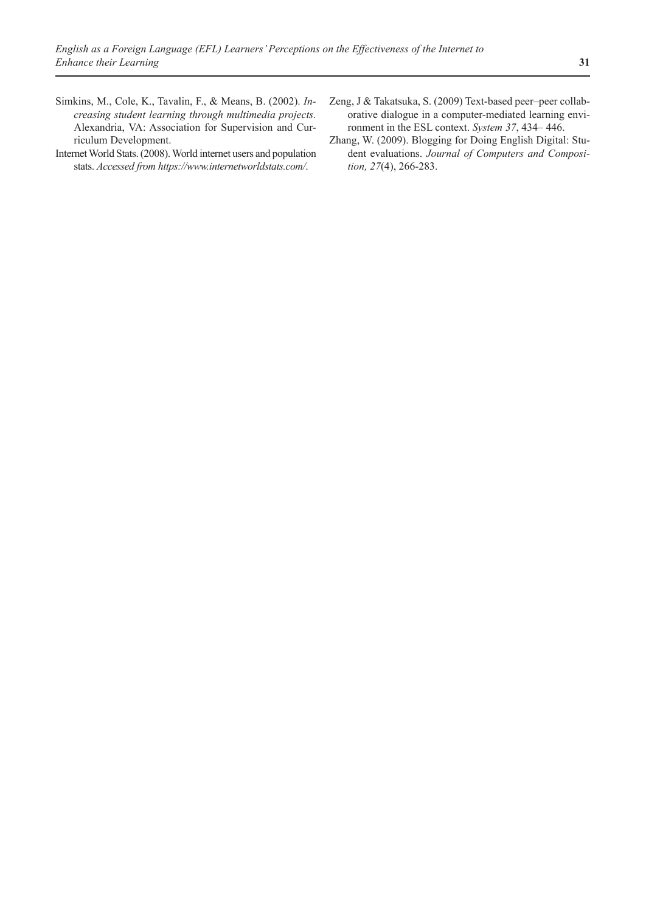Simkins, M., Cole, K., Tavalin, F., & Means, B. (2002). *Increasing student learning through multimedia projects.* Alexandria, VA: Association for Supervision and Curriculum Development.

Internet World Stats. (2008). World internet users and population stats. *Accessed from https://www.internetworldstats.com/*.

Zeng, J & Takatsuka, S. (2009) Text-based peer–peer collaborative dialogue in a computer-mediated learning environment in the ESL context. *System 37*, 434– 446.

Zhang, W. (2009). Blogging for Doing English Digital: Student evaluations. *Journal of Computers and Composition, 27*(4), 266-283.